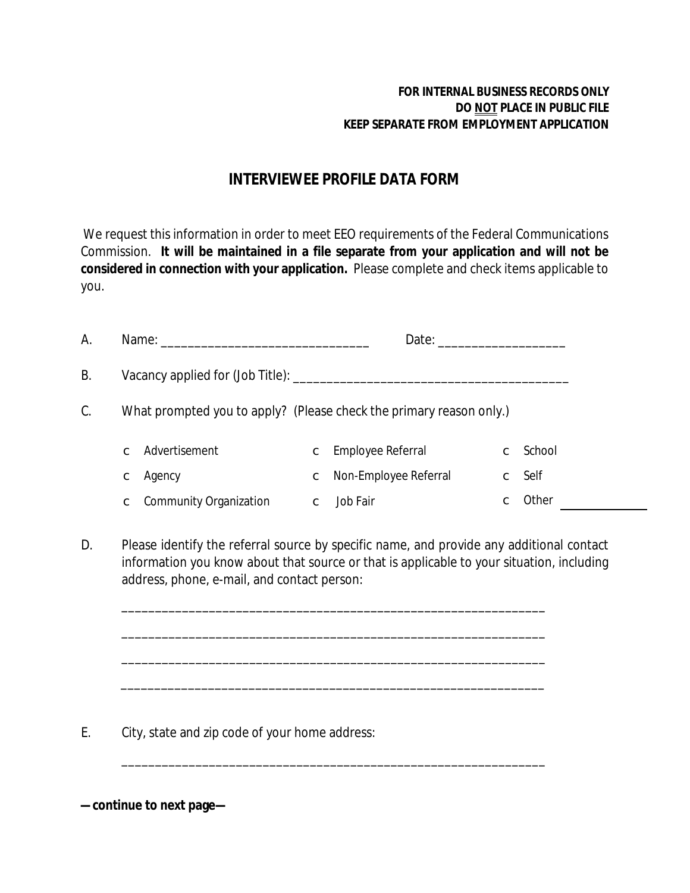**FOR INTERNAL BUSINESS RECORDS ONLY**
**DO NOT PLACE IN PUBLIC FILE**
**KEEP SEPARATE FROM EMPLOYMENT APPLICATION**

# INTERVIEWEE PROFILE DATA FORM

We request this information in order to meet EEO requirements of the Federal Communications Commission. **It will be maintained in a file separate from your application and will not be considered in connection with your application.** Please complete and check items applicable to you.

A. Name: _______________________________ Date: ___________________

B. Vacancy applied for (Job Title): __________________________________________

C. What prompted you to apply? (Please check the primary reason only.)

| | | |
|---|---|---|
| ☐ Advertisement | ☐ Employee Referral | ☐ School |
| ☐ Agency | ☐ Non-Employee Referral | ☐ Self |
| ☐ Community Organization | ☐ Job Fair | ☐ Other ____________ |

D. Please identify the referral source by specific name, and provide any additional contact information you know about that source or that is applicable to your situation, including address, phone, e-mail, and contact person:

_______________________________________________________________

_______________________________________________________________

_______________________________________________________________

_______________________________________________________________

E. City, state and zip code of your home address:

_______________________________________________________________

**—continue to next page—**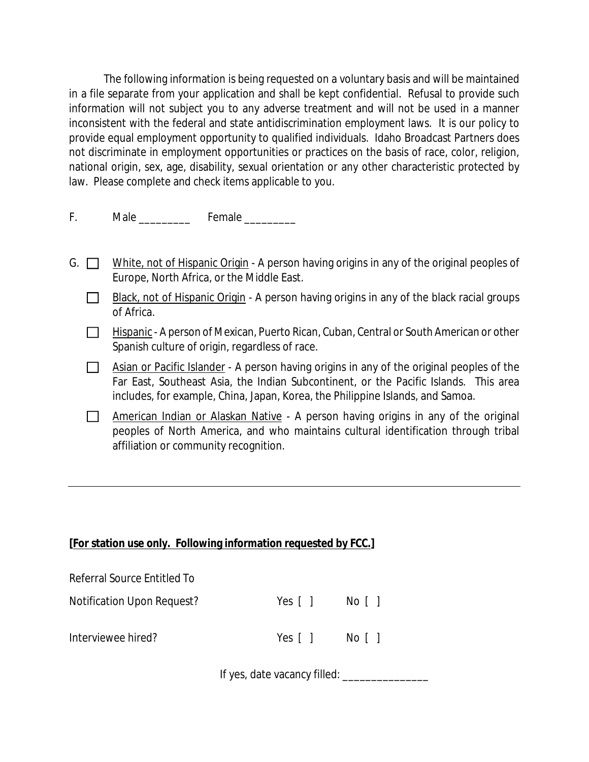The following information is being requested on a voluntary basis and will be maintained in a file separate from your application and shall be kept confidential. Refusal to provide such information will not subject you to any adverse treatment and will not be used in a manner inconsistent with the federal and state antidiscrimination employment laws. It is our policy to provide equal employment opportunity to qualified individuals. Idaho Broadcast Partners does not discriminate in employment opportunities or practices on the basis of race, color, religion, national origin, sex, age, disability, sexual orientation or any other characteristic protected by law. Please complete and check items applicable to you.

F. Male _________ Female _________

G.

- ☐ White, not of Hispanic Origin - A person having origins in any of the original peoples of Europe, North Africa, or the Middle East.
- ☐ Black, not of Hispanic Origin - A person having origins in any of the black racial groups of Africa.
- ☐ Hispanic - A person of Mexican, Puerto Rican, Cuban, Central or South American or other Spanish culture of origin, regardless of race.
- ☐ Asian or Pacific Islander - A person having origins in any of the original peoples of the Far East, Southeast Asia, the Indian Subcontinent, or the Pacific Islands. This area includes, for example, China, Japan, Korea, the Philippine Islands, and Samoa.
- ☐ American Indian or Alaskan Native - A person having origins in any of the original peoples of North America, and who maintains cultural identification through tribal affiliation or community recognition.

---

**[For station use only. Following information requested by FCC.]**

Referral Source Entitled To

Notification Upon Request? Yes [ ] No [ ]

Interviewee hired? Yes [ ] No [ ]

If yes, date vacancy filled: _______________